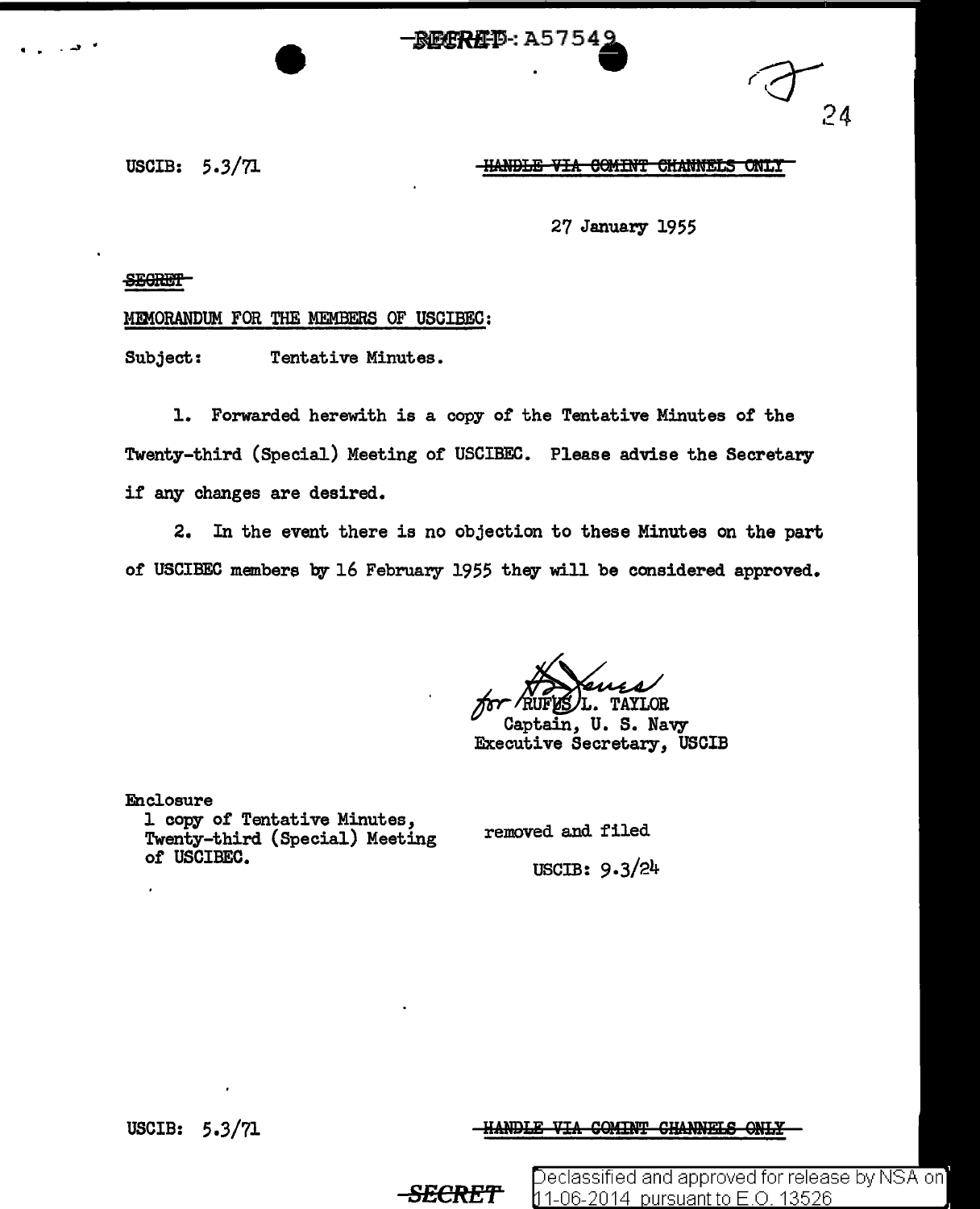~~SECRET~~: A57549

USCIB: 5.3/71

~~HANDLE VIA COMINT CHANNELS ONLY~~

27 January 1955

~~SECRET~~

MEMORANDUM FOR THE MEMBERS OF USCIBEC:

Subject: Tentative Minutes.

1. Forwarded herewith is a copy of the Tentative Minutes of the Twenty-third (Special) Meeting of USCIBEC. Please advise the Secretary if any changes are desired.

2. In the event there is no objection to these Minutes on the part of USCIBEC members by 16 February 1955 they will be considered approved.

for RUFUS L. TAYLOR
Captain, U. S. Navy
Executive Secretary, USCIB

Enclosure
1 copy of Tentative Minutes, Twenty-third (Special) Meeting of USCIBEC.

removed and filed
USCIB: 9.3/24

USCIB: 5.3/71

~~HANDLE VIA COMINT CHANNELS ONLY~~

~~SECRET~~

Declassified and approved for release by NSA on 11-06-2014 pursuant to E.O. 13526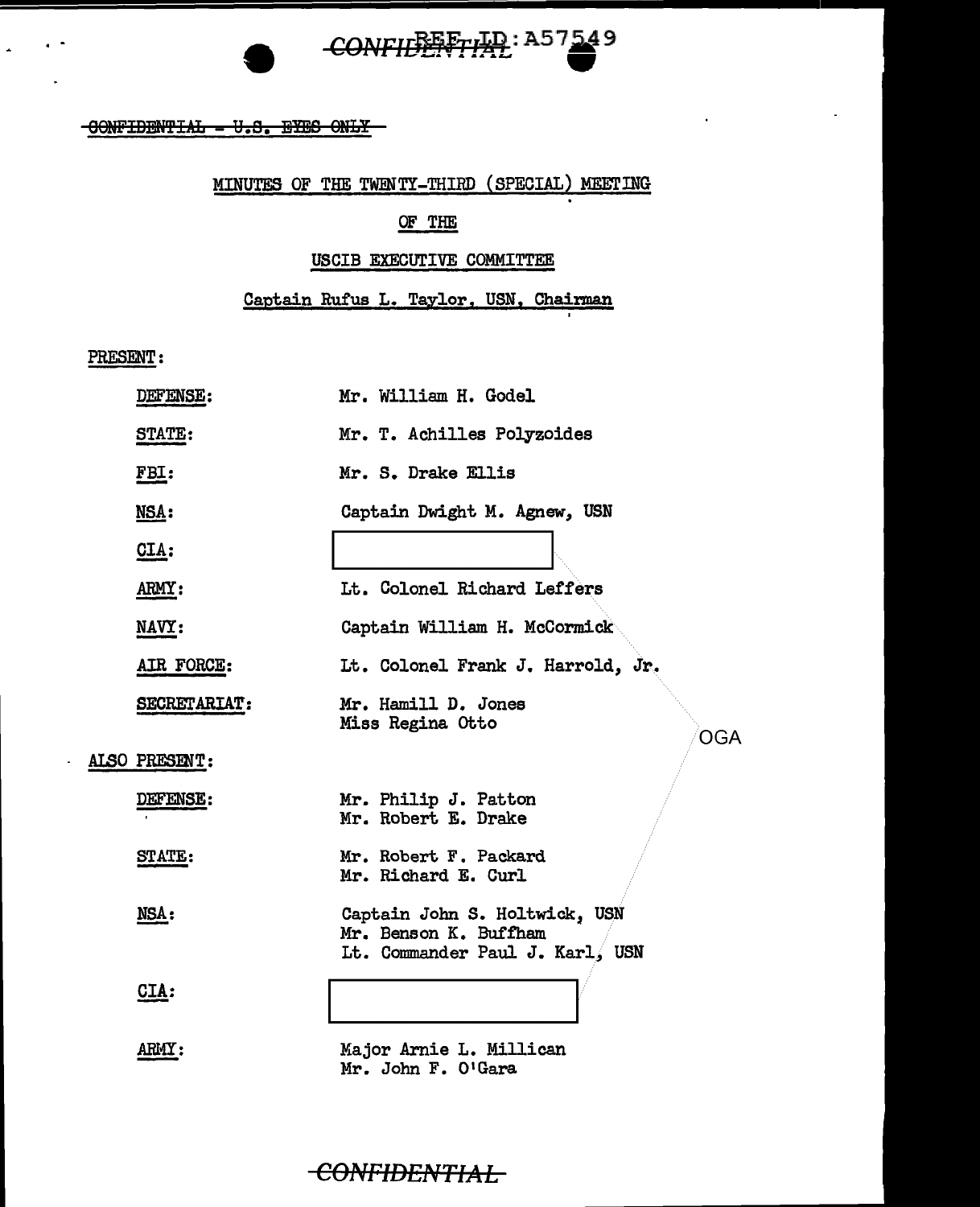CONFIDENTIAL - U.S. EYES ONLY

## MINUTES OF THE TWENTY-THIRD (SPECIAL) MEETING

## OF THE

## USCIB EXECUTIVE COMMITTEE

Captain Rufus L. Taylor, USN, Chairman

PRESENT:

| | |
|---|---|
| DEFENSE: | Mr. William H. Godel |
| STATE: | Mr. T. Achilles Polyzoides |
| FBI: | Mr. S. Drake Ellis |
| NSA: | Captain Dwight M. Agnew, USN |
| CIA: | |
| ARMY: | Lt. Colonel Richard Leffers |
| NAVY: | Captain William H. McCormick |
| AIR FORCE: | Lt. Colonel Frank J. Harrold, Jr. |
| SECRETARIAT: | Mr. Hamill D. Jones<br>Miss Regina Otto |

OGA

ALSO PRESENT:

| | |
|---|---|
| DEFENSE: | Mr. Philip J. Patton<br>Mr. Robert E. Drake |
| STATE: | Mr. Robert F. Packard<br>Mr. Richard E. Curl |
| NSA: | Captain John S. Holtwick, USN<br>Mr. Benson K. Buffham<br>Lt. Commander Paul J. Karl, USN |
| CIA: | |
| ARMY: | Major Arnie L. Millican<br>Mr. John F. O'Gara |

CONFIDENTIAL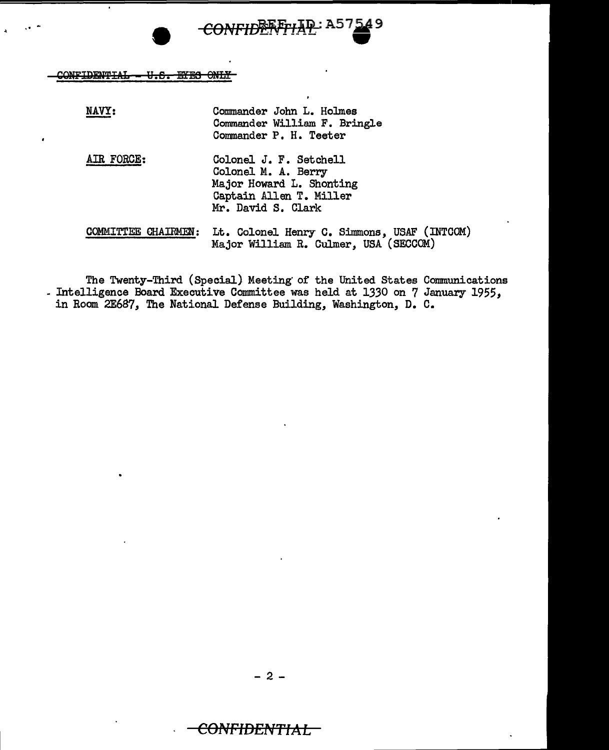CONFIDENTIAL - U.S. EYES ONLY

| | |
|---|---|
| NAVY: | Commander John L. Holmes<br>Commander William F. Bringle<br>Commander P. H. Teeter |
| AIR FORCE: | Colonel J. F. Setchell<br>Colonel M. A. Berry<br>Major Howard L. Shonting<br>Captain Allen T. Miller<br>Mr. David S. Clark |
| COMMITTEE CHAIRMEN: | Lt. Colonel Henry C. Simmons, USAF (INTCOM)<br>Major William R. Culmer, USA (SECCOM) |

The Twenty-Third (Special) Meeting of the United States Communications Intelligence Board Executive Committee was held at 1330 on 7 January 1955, in Room 2E687, The National Defense Building, Washington, D. C.